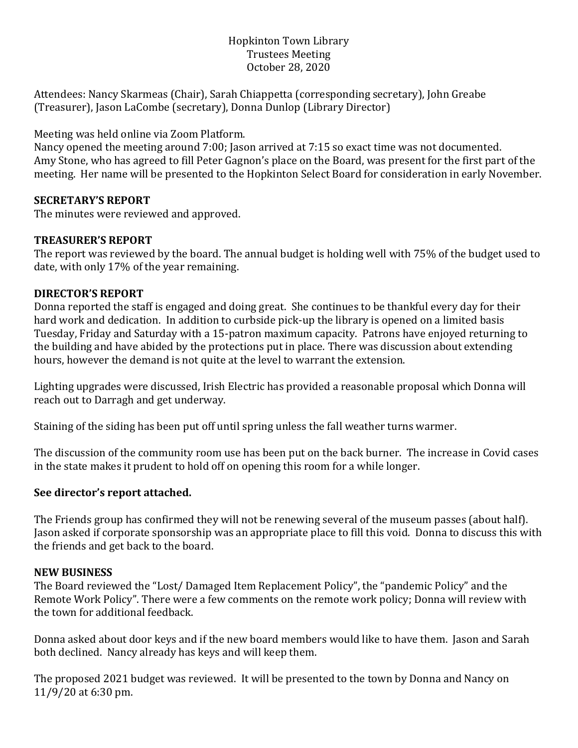Hopkinton Town Library
Trustees Meeting
October 28, 2020

Attendees: Nancy Skarmeas (Chair), Sarah Chiappetta (corresponding secretary), John Greabe (Treasurer), Jason LaCombe (secretary), Donna Dunlop (Library Director)

Meeting was held online via Zoom Platform.
Nancy opened the meeting around 7:00; Jason arrived at 7:15 so exact time was not documented.
Amy Stone, who has agreed to fill Peter Gagnon's place on the Board, was present for the first part of the meeting. Her name will be presented to the Hopkinton Select Board for consideration in early November.

**SECRETARY'S REPORT**
The minutes were reviewed and approved.

**TREASURER'S REPORT**
The report was reviewed by the board. The annual budget is holding well with 75% of the budget used to date, with only 17% of the year remaining.

**DIRECTOR'S REPORT**
Donna reported the staff is engaged and doing great. She continues to be thankful every day for their hard work and dedication. In addition to curbside pick-up the library is opened on a limited basis Tuesday, Friday and Saturday with a 15-patron maximum capacity. Patrons have enjoyed returning to the building and have abided by the protections put in place. There was discussion about extending hours, however the demand is not quite at the level to warrant the extension.

Lighting upgrades were discussed, Irish Electric has provided a reasonable proposal which Donna will reach out to Darragh and get underway.

Staining of the siding has been put off until spring unless the fall weather turns warmer.

The discussion of the community room use has been put on the back burner. The increase in Covid cases in the state makes it prudent to hold off on opening this room for a while longer.

**See director's report attached.**

The Friends group has confirmed they will not be renewing several of the museum passes (about half). Jason asked if corporate sponsorship was an appropriate place to fill this void. Donna to discuss this with the friends and get back to the board.

**NEW BUSINESS**
The Board reviewed the "Lost/ Damaged Item Replacement Policy", the "pandemic Policy" and the Remote Work Policy". There were a few comments on the remote work policy; Donna will review with the town for additional feedback.

Donna asked about door keys and if the new board members would like to have them. Jason and Sarah both declined. Nancy already has keys and will keep them.

The proposed 2021 budget was reviewed. It will be presented to the town by Donna and Nancy on 11/9/20 at 6:30 pm.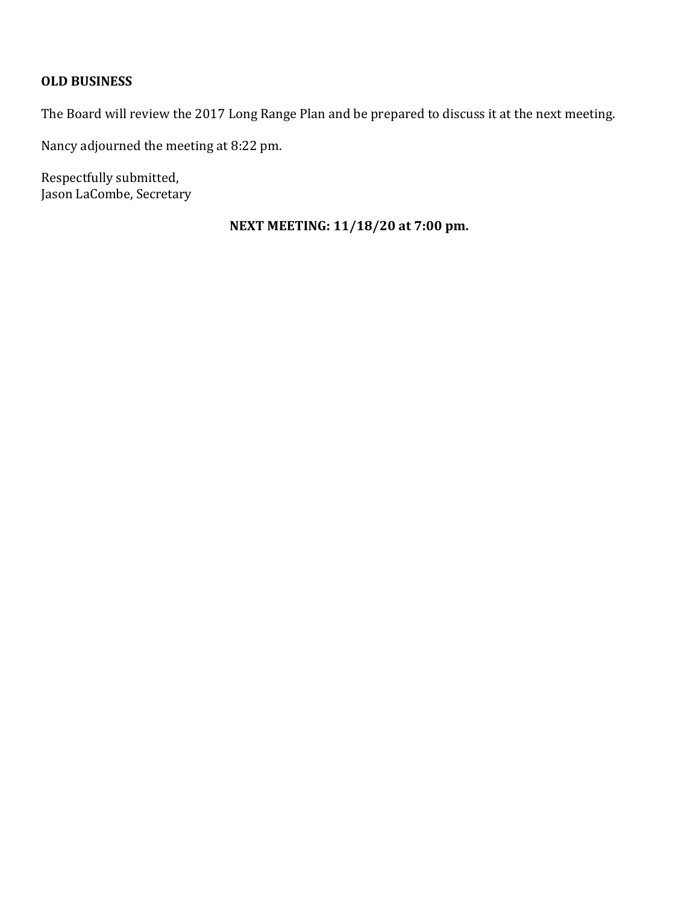**OLD BUSINESS**

The Board will review the 2017 Long Range Plan and be prepared to discuss it at the next meeting.

Nancy adjourned the meeting at 8:22 pm.

Respectfully submitted,
Jason LaCombe, Secretary

**NEXT MEETING: 11/18/20 at 7:00 pm.**